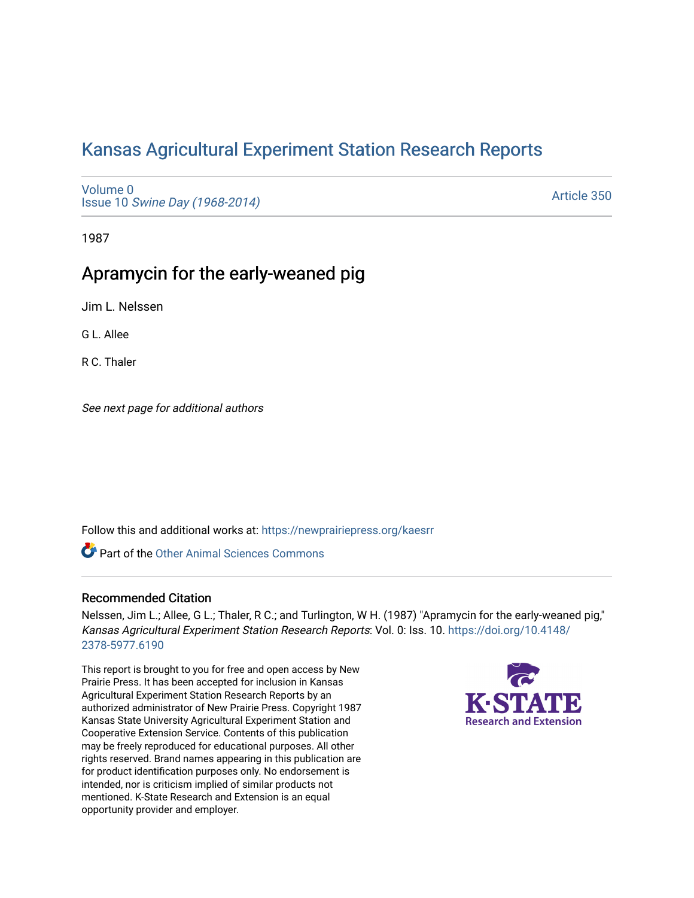# Kansas Agricultural Experiment Station Research Reports

Volume 0
Issue 10 *Swine Day (1968-2014)*

Article 350

1987

## Apramycin for the early-weaned pig

Jim L. Nelssen

G L. Allee

R C. Thaler

*See next page for additional authors*

Follow this and additional works at: https://newprairiepress.org/kaesrr

Part of the Other Animal Sciences Commons

### Recommended Citation

Nelssen, Jim L.; Allee, G L.; Thaler, R C.; and Turlington, W H. (1987) "Apramycin for the early-weaned pig," *Kansas Agricultural Experiment Station Research Reports*: Vol. 0: Iss. 10. https://doi.org/10.4148/2378-5977.6190

This report is brought to you for free and open access by New Prairie Press. It has been accepted for inclusion in Kansas Agricultural Experiment Station Research Reports by an authorized administrator of New Prairie Press. Copyright 1987 Kansas State University Agricultural Experiment Station and Cooperative Extension Service. Contents of this publication may be freely reproduced for educational purposes. All other rights reserved. Brand names appearing in this publication are for product identification purposes only. No endorsement is intended, nor is criticism implied of similar products not mentioned. K-State Research and Extension is an equal opportunity provider and employer.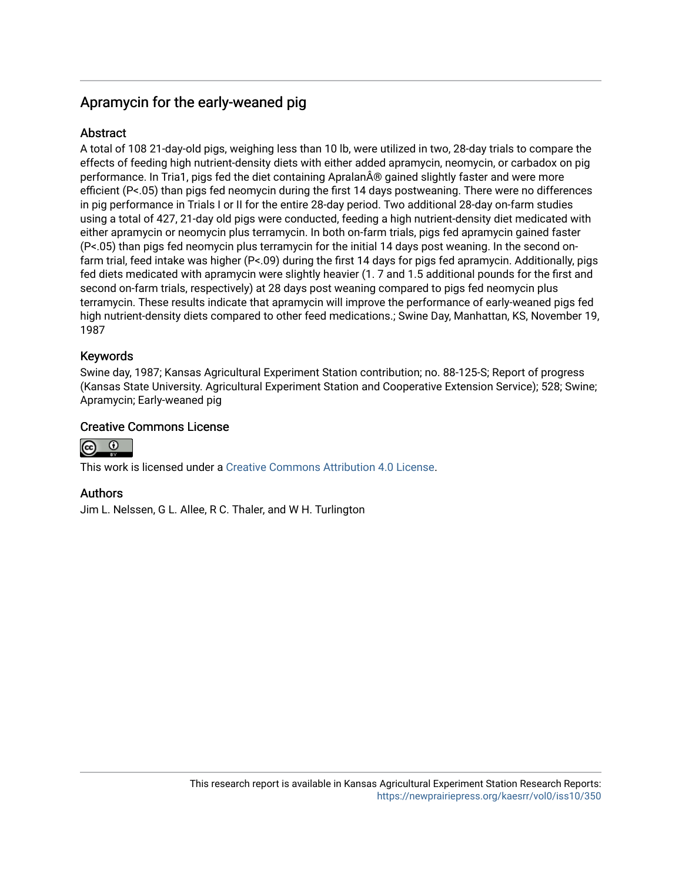# Apramycin for the early-weaned pig

## Abstract

A total of 108 21-day-old pigs, weighing less than 10 lb, were utilized in two, 28-day trials to compare the effects of feeding high nutrient-density diets with either added apramycin, neomycin, or carbadox on pig performance. In Tria1, pigs fed the diet containing ApralanÂ® gained slightly faster and were more efficient (P<.05) than pigs fed neomycin during the first 14 days postweaning. There were no differences in pig performance in Trials I or II for the entire 28-day period. Two additional 28-day on-farm studies using a total of 427, 21-day old pigs were conducted, feeding a high nutrient-density diet medicated with either apramycin or neomycin plus terramycin. In both on-farm trials, pigs fed apramycin gained faster (P<.05) than pigs fed neomycin plus terramycin for the initial 14 days post weaning. In the second on-farm trial, feed intake was higher (P<.09) during the first 14 days for pigs fed apramycin. Additionally, pigs fed diets medicated with apramycin were slightly heavier (1. 7 and 1.5 additional pounds for the first and second on-farm trials, respectively) at 28 days post weaning compared to pigs fed neomycin plus terramycin. These results indicate that apramycin will improve the performance of early-weaned pigs fed high nutrient-density diets compared to other feed medications.; Swine Day, Manhattan, KS, November 19, 1987

## Keywords

Swine day, 1987; Kansas Agricultural Experiment Station contribution; no. 88-125-S; Report of progress (Kansas State University. Agricultural Experiment Station and Cooperative Extension Service); 528; Swine; Apramycin; Early-weaned pig

## Creative Commons License

This work is licensed under a Creative Commons Attribution 4.0 License.

## Authors

Jim L. Nelssen, G L. Allee, R C. Thaler, and W H. Turlington

This research report is available in Kansas Agricultural Experiment Station Research Reports: https://newprairiepress.org/kaesrr/vol0/iss10/350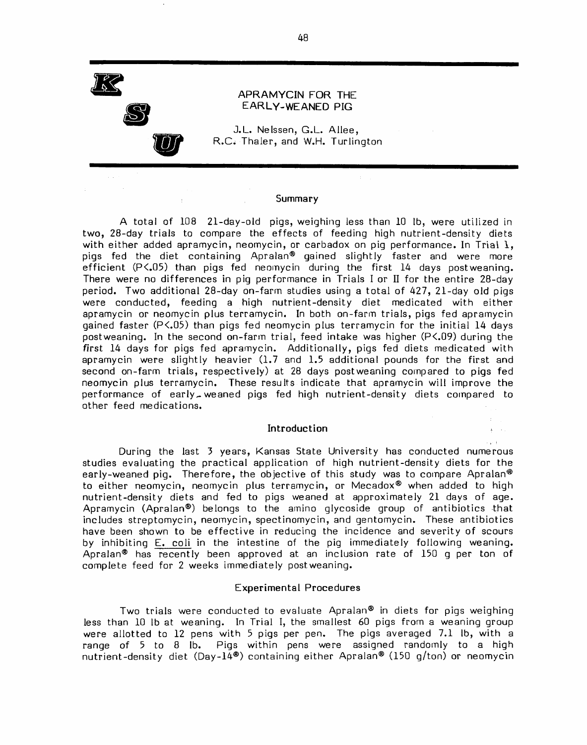# APRAMYCIN FOR THE EARLY-WEANED PIG

J.L. Nelssen, G.L. Allee, R.C. Thaler, and W.H. Turlington

## Summary

A total of 108 21-day-old pigs, weighing less than 10 lb, were utilized in two, 28-day trials to compare the effects of feeding high nutrient-density diets with either added apramycin, neomycin, or carbadox on pig performance. In Trial 1, pigs fed the diet containing Apralan® gained slightly faster and were more efficient ($P<.05$) than pigs fed neomycin during the first 14 days postweaning. There were no differences in pig performance in Trials I or II for the entire 28-day period. Two additional 28-day on-farm studies using a total of 427, 21-day old pigs were conducted, feeding a high nutrient-density diet medicated with either apramycin or neomycin plus terramycin. In both on-farm trials, pigs fed apramycin gained faster ($P<.05$) than pigs fed neomycin plus terramycin for the initial 14 days postweaning. In the second on-farm trial, feed intake was higher ($P<.09$) during the first 14 days for pigs fed apramycin. Additionally, pigs fed diets medicated with apramycin were slightly heavier (1.7 and 1.5 additional pounds for the first and second on-farm trials, respectively) at 28 days postweaning compared to pigs fed neomycin plus terramycin. These results indicate that apramycin will improve the performance of early-weaned pigs fed high nutrient-density diets compared to other feed medications.

## Introduction

During the last 3 years, Kansas State University has conducted numerous studies evaluating the practical application of high nutrient-density diets for the early-weaned pig. Therefore, the objective of this study was to compare Apralan® to either neomycin, neomycin plus terramycin, or Mecadox® when added to high nutrient-density diets and fed to pigs weaned at approximately 21 days of age. Apramycin (Apralan®) belongs to the amino glycoside group of antibiotics that includes streptomycin, neomycin, spectinomycin, and gentomycin. These antibiotics have been shown to be effective in reducing the incidence and severity of scours by inhibiting E. coli in the intestine of the pig immediately following weaning. Apralan® has recently been approved at an inclusion rate of 150 g per ton of complete feed for 2 weeks immediately postweaning.

## Experimental Procedures

Two trials were conducted to evaluate Apralan® in diets for pigs weighing less than 10 lb at weaning. In Trial I, the smallest 60 pigs from a weaning group were allotted to 12 pens with 5 pigs per pen. The pigs averaged 7.1 lb, with a range of 5 to 8 lb. Pigs within pens were assigned randomly to a high nutrient-density diet (Day-14®) containing either Apralan® (150 g/ton) or neomycin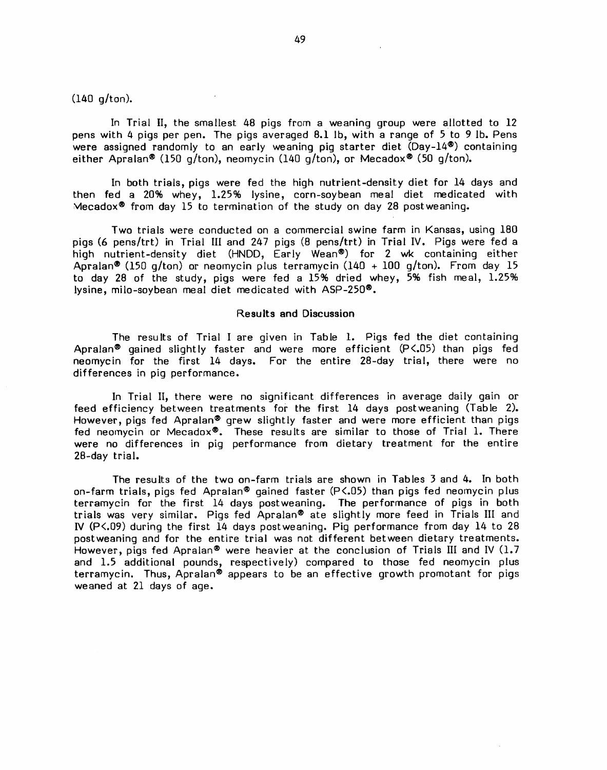(140 g/ton).

In Trial II, the smallest 48 pigs from a weaning group were allotted to 12 pens with 4 pigs per pen. The pigs averaged 8.1 lb, with a range of 5 to 9 lb. Pens were assigned randomly to an early weaning pig starter diet (Day-14®) containing either Apralan® (150 g/ton), neomycin (140 g/ton), or Mecadox® (50 g/ton).

In both trials, pigs were fed the high nutrient-density diet for 14 days and then fed a 20% whey, 1.25% lysine, corn-soybean meal diet medicated with Mecadox® from day 15 to termination of the study on day 28 postweaning.

Two trials were conducted on a commercial swine farm in Kansas, using 180 pigs (6 pens/trt) in Trial III and 247 pigs (8 pens/trt) in Trial IV. Pigs were fed a high nutrient-density diet (HNDD, Early Wean®) for 2 wk containing either Apralan® (150 g/ton) or neomycin plus terramycin (140 + 100 g/ton). From day 15 to day 28 of the study, pigs were fed a 15% dried whey, 5% fish meal, 1.25% lysine, milo-soybean meal diet medicated with ASP-250®.

## Results and Discussion

The results of Trial I are given in Table 1. Pigs fed the diet containing Apralan® gained slightly faster and were more efficient ($P<.05$) than pigs fed neomycin for the first 14 days. For the entire 28-day trial, there were no differences in pig performance.

In Trial II, there were no significant differences in average daily gain or feed efficiency between treatments for the first 14 days postweaning (Table 2). However, pigs fed Apralan® grew slightly faster and were more efficient than pigs fed neomycin or Mecadox®. These results are similar to those of Trial 1. There were no differences in pig performance from dietary treatment for the entire 28-day trial.

The results of the two on-farm trials are shown in Tables 3 and 4. In both on-farm trials, pigs fed Apralan® gained faster ($P<.05$) than pigs fed neomycin plus terramycin for the first 14 days postweaning. The performance of pigs in both trials was very similar. Pigs fed Apralan® ate slightly more feed in Trials III and IV ($P<.09$) during the first 14 days postweaning. Pig performance from day 14 to 28 postweaning and for the entire trial was not different between dietary treatments. However, pigs fed Apralan® were heavier at the conclusion of Trials III and IV (1.7 and 1.5 additional pounds, respectively) compared to those fed neomycin plus terramycin. Thus, Apralan® appears to be an effective growth promotant for pigs weaned at 21 days of age.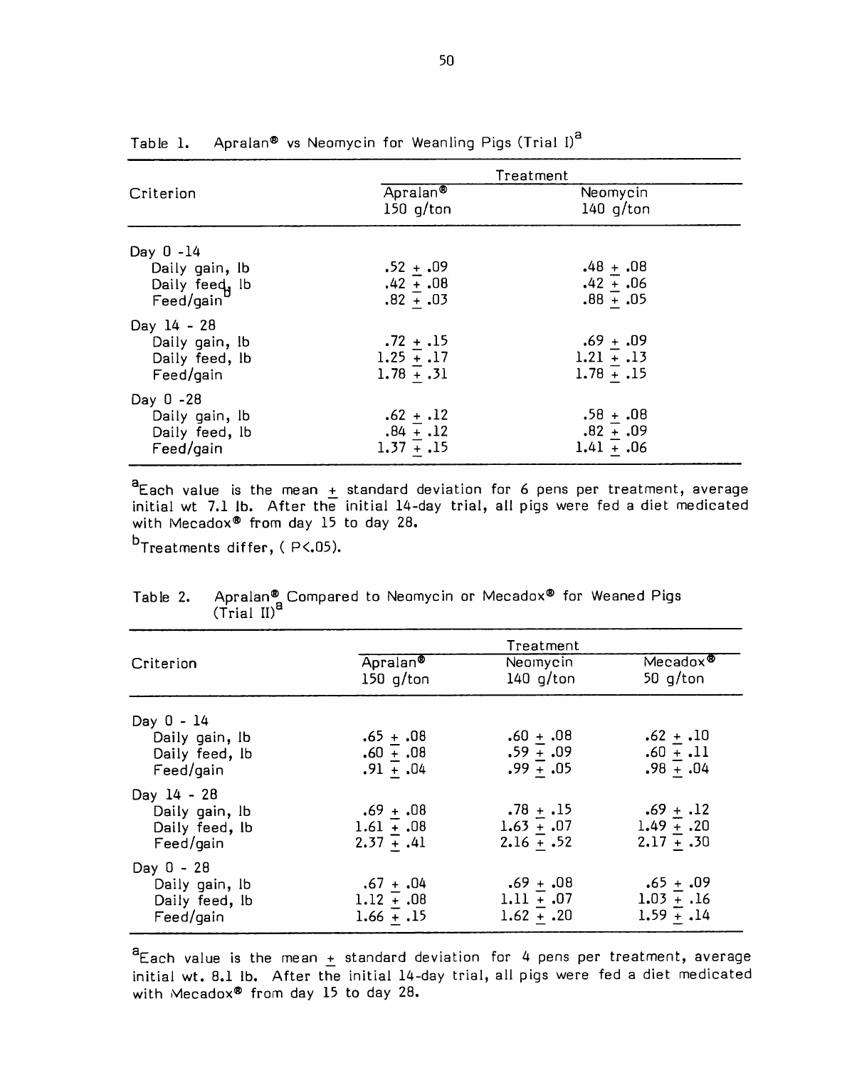Table 1. Apralan® vs Neomycin for Weanling Pigs (Trial I)[a]

| Criterion | Treatment | |
|---|---|---|
| | Apralan® 150 g/ton | Neomycin 140 g/ton |
| Day 0 -14 | | |
| Daily gain, lb | .52 ± .09 | .48 ± .08 |
| Daily feed, lb | .42 ± .08 | .42 ± .06 |
| Feed/gain[b] | .82 ± .03 | .88 ± .05 |
| Day 14 - 28 | | |
| Daily gain, lb | .72 ± .15 | .69 ± .09 |
| Daily feed, lb | 1.25 ± .17 | 1.21 ± .13 |
| Feed/gain | 1.78 ± .31 | 1.78 ± .15 |
| Day 0 -28 | | |
| Daily gain, lb | .62 ± .12 | .58 ± .08 |
| Daily feed, lb | .84 ± .12 | .82 ± .09 |
| Feed/gain | 1.37 ± .15 | 1.41 ± .06 |

[a]Each value is the mean ± standard deviation for 6 pens per treatment, average initial wt 7.1 lb. After the initial 14-day trial, all pigs were fed a diet medicated with Mecadox® from day 15 to day 28.

[b]Treatments differ, ( $P<.05$).

Table 2. Apralan® Compared to Neomycin or Mecadox® for Weaned Pigs (Trial II)[a]

| Criterion | Treatment | | |
|---|---|---|---|
| | Apralan® 150 g/ton | Neomycin 140 g/ton | Mecadox® 50 g/ton |
| Day 0 - 14 | | | |
| Daily gain, lb | .65 ± .08 | .60 ± .08 | .62 ± .10 |
| Daily feed, lb | .60 ± .08 | .59 ± .09 | .60 ± .11 |
| Feed/gain | .91 ± .04 | .99 ± .05 | .98 ± .04 |
| Day 14 - 28 | | | |
| Daily gain, lb | .69 ± .08 | .78 ± .15 | .69 ± .12 |
| Daily feed, lb | 1.61 ± .08 | 1.63 ± .07 | 1.49 ± .20 |
| Feed/gain | 2.37 ± .41 | 2.16 ± .52 | 2.17 ± .30 |
| Day 0 - 28 | | | |
| Daily gain, lb | .67 ± .04 | .69 ± .08 | .65 ± .09 |
| Daily feed, lb | 1.12 ± .08 | 1.11 ± .07 | 1.03 ± .16 |
| Feed/gain | 1.66 ± .15 | 1.62 ± .20 | 1.59 ± .14 |

[a]Each value is the mean ± standard deviation for 4 pens per treatment, average initial wt. 8.1 lb. After the initial 14-day trial, all pigs were fed a diet medicated with Mecadox® from day 15 to day 28.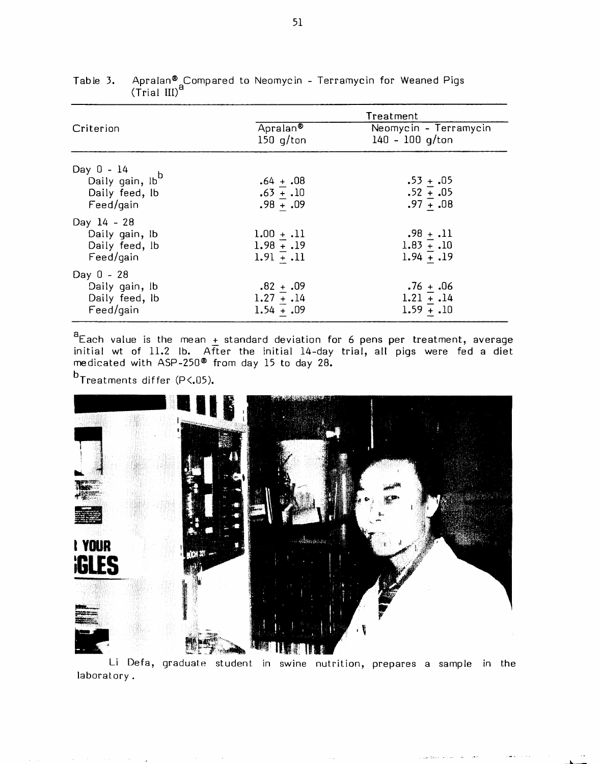Table 3. Apralan® Compared to Neomycin - Terramycin for Weaned Pigs (Trial III)[a]

| Criterion | Treatment | |
|---|---|---|
| | Apralan® 150 g/ton | Neomycin - Terramycin 140 - 100 g/ton |
| Day 0 - 14 | | |
| Daily gain, lb[b] | .64 ± .08 | .53 ± .05 |
| Daily feed, lb | .63 ± .10 | .52 ± .05 |
| Feed/gain | .98 ± .09 | .97 ± .08 |
| Day 14 - 28 | | |
| Daily gain, lb | 1.00 ± .11 | .98 ± .11 |
| Daily feed, lb | 1.98 ± .19 | 1.83 ± .10 |
| Feed/gain | 1.91 ± .11 | 1.94 ± .19 |
| Day 0 - 28 | | |
| Daily gain, lb | .82 ± .09 | .76 ± .06 |
| Daily feed, lb | 1.27 ± .14 | 1.21 ± .14 |
| Feed/gain | 1.54 ± .09 | 1.59 ± .10 |

[a]Each value is the mean ± standard deviation for 6 pens per treatment, average initial wt of 11.2 lb. After the initial 14-day trial, all pigs were fed a diet medicated with ASP-250® from day 15 to day 28.

[b]Treatments differ (P<.05).

Li Defa, graduate student in swine nutrition, prepares a sample in the laboratory.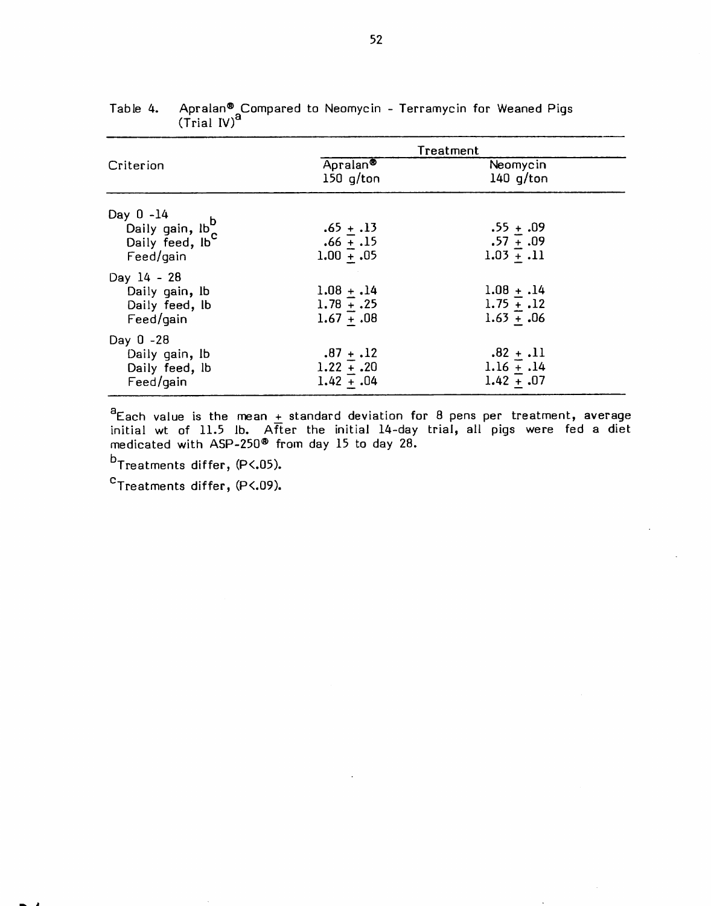Table 4. Apralan® Compared to Neomycin - Terramycin for Weaned Pigs (Trial IV)[a]

| Criterion | Treatment | |
|---|---|---|
| | Apralan® 150 g/ton | Neomycin 140 g/ton |
| Day 0 -14 | | |
| Daily gain, lb[b] | .65 ± .13 | .55 ± .09 |
| Daily feed, lb[c] | .66 ± .15 | .57 ± .09 |
| Feed/gain | 1.00 ± .05 | 1.03 ± .11 |
| Day 14 - 28 | | |
| Daily gain, lb | 1.08 ± .14 | 1.08 ± .14 |
| Daily feed, lb | 1.78 ± .25 | 1.75 ± .12 |
| Feed/gain | 1.67 ± .08 | 1.63 ± .06 |
| Day 0 -28 | | |
| Daily gain, lb | .87 ± .12 | .82 ± .11 |
| Daily feed, lb | 1.22 ± .20 | 1.16 ± .14 |
| Feed/gain | 1.42 ± .04 | 1.42 ± .07 |

[a]Each value is the mean ± standard deviation for 8 pens per treatment, average initial wt of 11.5 lb. After the initial 14-day trial, all pigs were fed a diet medicated with ASP-250® from day 15 to day 28.

[b]Treatments differ, ($P<.05$).

[c]Treatments differ, ($P<.09$).